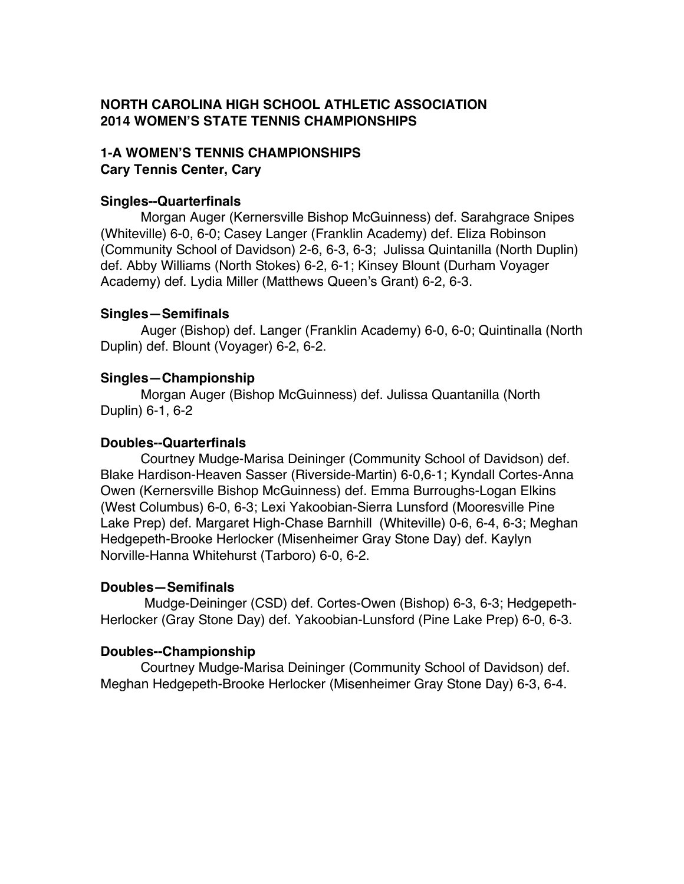# NORTH CAROLINA HIGH SCHOOL ATHLETIC ASSOCIATION
# 2014 WOMEN'S STATE TENNIS CHAMPIONSHIPS

## 1-A WOMEN'S TENNIS CHAMPIONSHIPS
**Cary Tennis Center, Cary**

### Singles--Quarterfinals

Morgan Auger (Kernersville Bishop McGuinness) def. Sarahgrace Snipes (Whiteville) 6-0, 6-0; Casey Langer (Franklin Academy) def. Eliza Robinson (Community School of Davidson) 2-6, 6-3, 6-3; Julissa Quintanilla (North Duplin) def. Abby Williams (North Stokes) 6-2, 6-1; Kinsey Blount (Durham Voyager Academy) def. Lydia Miller (Matthews Queen's Grant) 6-2, 6-3.

### Singles—Semifinals

Auger (Bishop) def. Langer (Franklin Academy) 6-0, 6-0; Quintinalla (North Duplin) def. Blount (Voyager) 6-2, 6-2.

### Singles—Championship

Morgan Auger (Bishop McGuinness) def. Julissa Quantanilla (North Duplin) 6-1, 6-2

### Doubles--Quarterfinals

Courtney Mudge-Marisa Deininger (Community School of Davidson) def. Blake Hardison-Heaven Sasser (Riverside-Martin) 6-0,6-1; Kyndall Cortes-Anna Owen (Kernersville Bishop McGuinness) def. Emma Burroughs-Logan Elkins (West Columbus) 6-0, 6-3; Lexi Yakoobian-Sierra Lunsford (Mooresville Pine Lake Prep) def. Margaret High-Chase Barnhill (Whiteville) 0-6, 6-4, 6-3; Meghan Hedgepeth-Brooke Herlocker (Misenheimer Gray Stone Day) def. Kaylyn Norville-Hanna Whitehurst (Tarboro) 6-0, 6-2.

### Doubles—Semifinals

Mudge-Deininger (CSD) def. Cortes-Owen (Bishop) 6-3, 6-3; Hedgepeth-Herlocker (Gray Stone Day) def. Yakoobian-Lunsford (Pine Lake Prep) 6-0, 6-3.

### Doubles--Championship

Courtney Mudge-Marisa Deininger (Community School of Davidson) def. Meghan Hedgepeth-Brooke Herlocker (Misenheimer Gray Stone Day) 6-3, 6-4.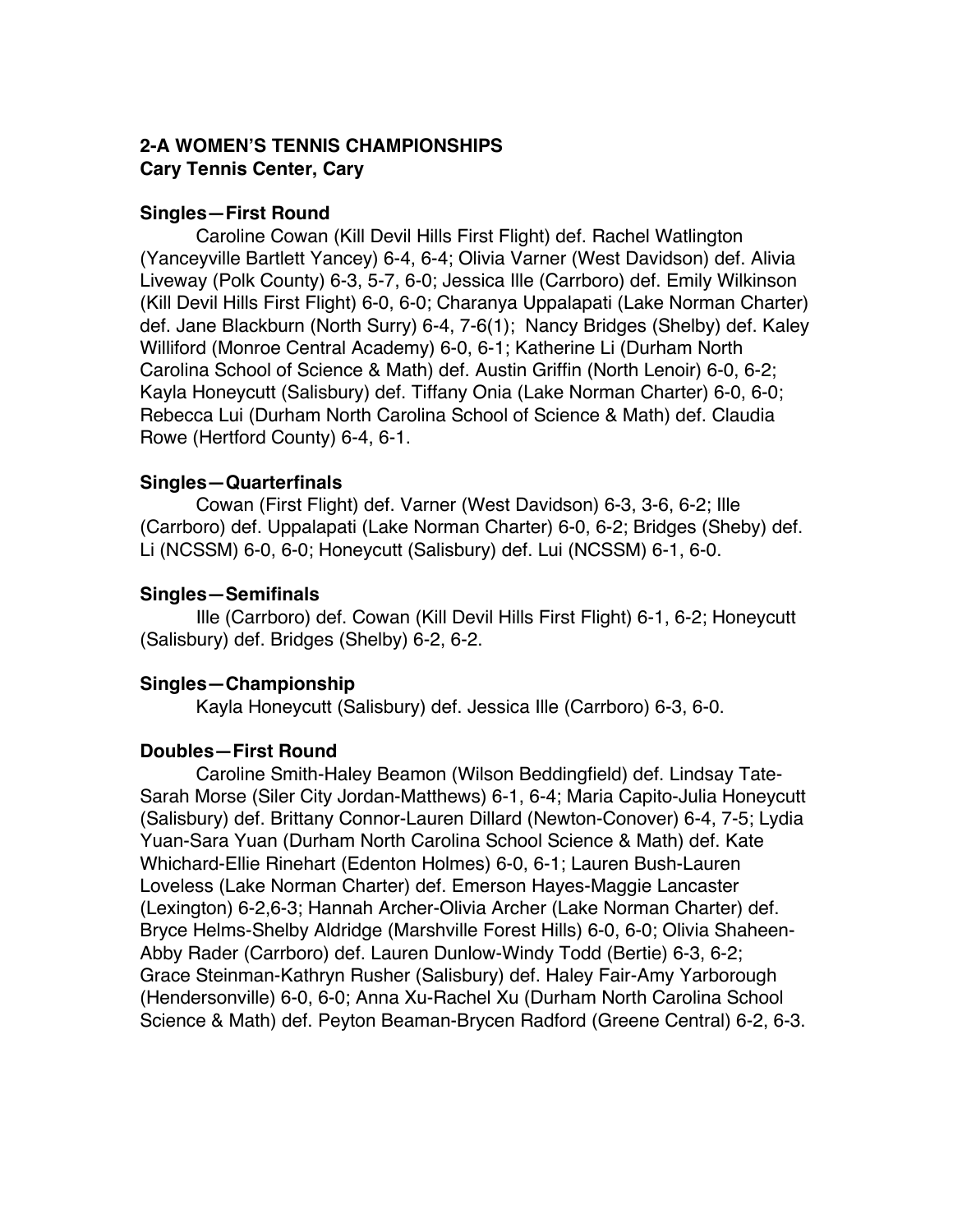**2-A WOMEN'S TENNIS CHAMPIONSHIPS**
**Cary Tennis Center, Cary**

**Singles—First Round**

Caroline Cowan (Kill Devil Hills First Flight) def. Rachel Watlington (Yanceyville Bartlett Yancey) 6-4, 6-4; Olivia Varner (West Davidson) def. Alivia Liveway (Polk County) 6-3, 5-7, 6-0; Jessica Ille (Carrboro) def. Emily Wilkinson (Kill Devil Hills First Flight) 6-0, 6-0; Charanya Uppalapati (Lake Norman Charter) def. Jane Blackburn (North Surry) 6-4, 7-6(1); Nancy Bridges (Shelby) def. Kaley Williford (Monroe Central Academy) 6-0, 6-1; Katherine Li (Durham North Carolina School of Science & Math) def. Austin Griffin (North Lenoir) 6-0, 6-2; Kayla Honeycutt (Salisbury) def. Tiffany Onia (Lake Norman Charter) 6-0, 6-0; Rebecca Lui (Durham North Carolina School of Science & Math) def. Claudia Rowe (Hertford County) 6-4, 6-1.

**Singles—Quarterfinals**

Cowan (First Flight) def. Varner (West Davidson) 6-3, 3-6, 6-2; Ille (Carrboro) def. Uppalapati (Lake Norman Charter) 6-0, 6-2; Bridges (Sheby) def. Li (NCSSM) 6-0, 6-0; Honeycutt (Salisbury) def. Lui (NCSSM) 6-1, 6-0.

**Singles—Semifinals**

Ille (Carrboro) def. Cowan (Kill Devil Hills First Flight) 6-1, 6-2; Honeycutt (Salisbury) def. Bridges (Shelby) 6-2, 6-2.

**Singles—Championship**

Kayla Honeycutt (Salisbury) def. Jessica Ille (Carrboro) 6-3, 6-0.

**Doubles—First Round**

Caroline Smith-Haley Beamon (Wilson Beddingfield) def. Lindsay Tate-Sarah Morse (Siler City Jordan-Matthews) 6-1, 6-4; Maria Capito-Julia Honeycutt (Salisbury) def. Brittany Connor-Lauren Dillard (Newton-Conover) 6-4, 7-5; Lydia Yuan-Sara Yuan (Durham North Carolina School Science & Math) def. Kate Whichard-Ellie Rinehart (Edenton Holmes) 6-0, 6-1; Lauren Bush-Lauren Loveless (Lake Norman Charter) def. Emerson Hayes-Maggie Lancaster (Lexington) 6-2,6-3; Hannah Archer-Olivia Archer (Lake Norman Charter) def. Bryce Helms-Shelby Aldridge (Marshville Forest Hills) 6-0, 6-0; Olivia Shaheen-Abby Rader (Carrboro) def. Lauren Dunlow-Windy Todd (Bertie) 6-3, 6-2; Grace Steinman-Kathryn Rusher (Salisbury) def. Haley Fair-Amy Yarborough (Hendersonville) 6-0, 6-0; Anna Xu-Rachel Xu (Durham North Carolina School Science & Math) def. Peyton Beaman-Brycen Radford (Greene Central) 6-2, 6-3.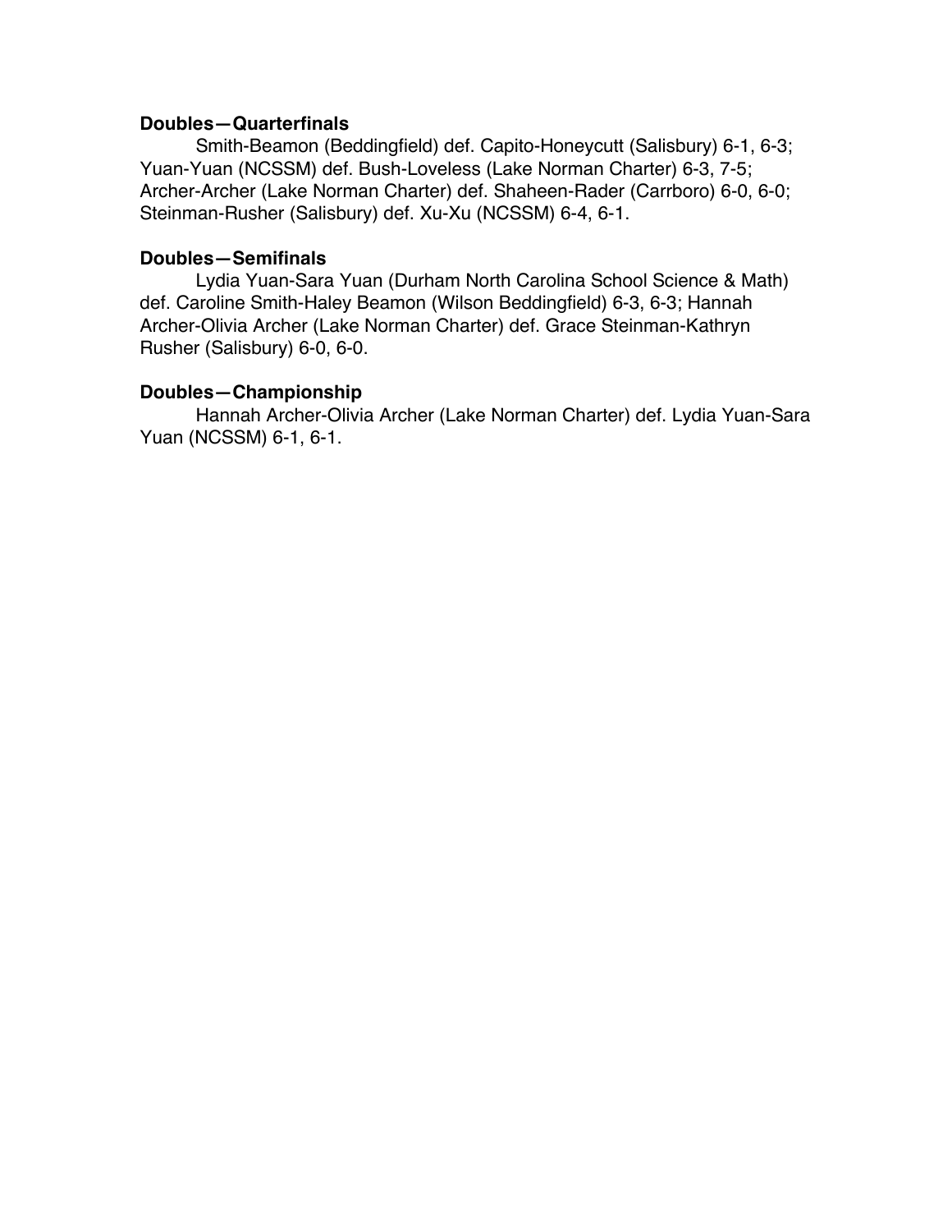**Doubles—Quarterfinals**

Smith-Beamon (Beddingfield) def. Capito-Honeycutt (Salisbury) 6-1, 6-3; Yuan-Yuan (NCSSM) def. Bush-Loveless (Lake Norman Charter) 6-3, 7-5; Archer-Archer (Lake Norman Charter) def. Shaheen-Rader (Carrboro) 6-0, 6-0; Steinman-Rusher (Salisbury) def. Xu-Xu (NCSSM) 6-4, 6-1.

**Doubles—Semifinals**

Lydia Yuan-Sara Yuan (Durham North Carolina School Science & Math) def. Caroline Smith-Haley Beamon (Wilson Beddingfield) 6-3, 6-3; Hannah Archer-Olivia Archer (Lake Norman Charter) def. Grace Steinman-Kathryn Rusher (Salisbury) 6-0, 6-0.

**Doubles—Championship**

Hannah Archer-Olivia Archer (Lake Norman Charter) def. Lydia Yuan-Sara Yuan (NCSSM) 6-1, 6-1.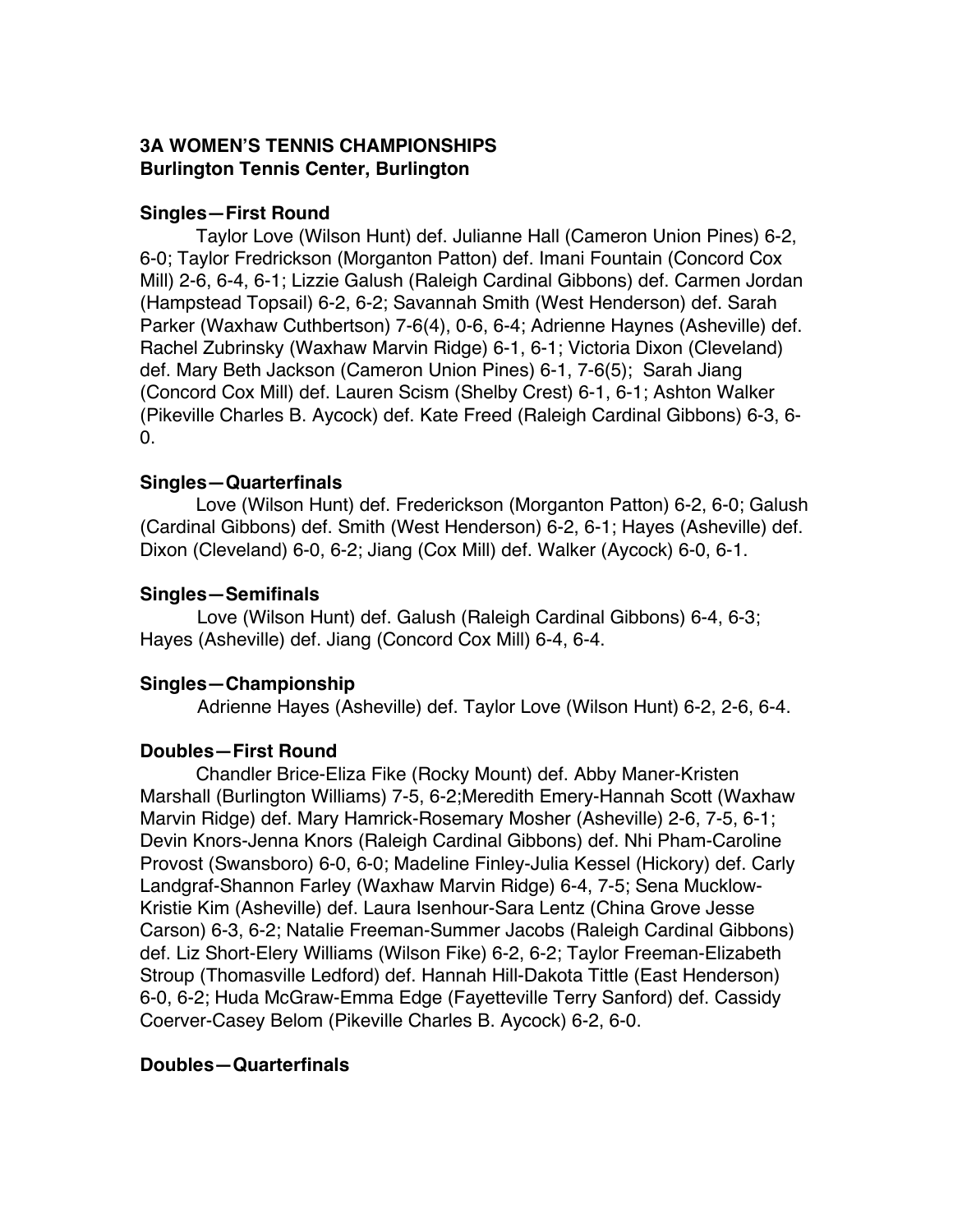**3A WOMEN'S TENNIS CHAMPIONSHIPS**
**Burlington Tennis Center, Burlington**

**Singles—First Round**

Taylor Love (Wilson Hunt) def. Julianne Hall (Cameron Union Pines) 6-2, 6-0; Taylor Fredrickson (Morganton Patton) def. Imani Fountain (Concord Cox Mill) 2-6, 6-4, 6-1; Lizzie Galush (Raleigh Cardinal Gibbons) def. Carmen Jordan (Hampstead Topsail) 6-2, 6-2; Savannah Smith (West Henderson) def. Sarah Parker (Waxhaw Cuthbertson) 7-6(4), 0-6, 6-4; Adrienne Haynes (Asheville) def. Rachel Zubrinsky (Waxhaw Marvin Ridge) 6-1, 6-1; Victoria Dixon (Cleveland) def. Mary Beth Jackson (Cameron Union Pines) 6-1, 7-6(5); Sarah Jiang (Concord Cox Mill) def. Lauren Scism (Shelby Crest) 6-1, 6-1; Ashton Walker (Pikeville Charles B. Aycock) def. Kate Freed (Raleigh Cardinal Gibbons) 6-3, 6-0.

**Singles—Quarterfinals**

Love (Wilson Hunt) def. Frederickson (Morganton Patton) 6-2, 6-0; Galush (Cardinal Gibbons) def. Smith (West Henderson) 6-2, 6-1; Hayes (Asheville) def. Dixon (Cleveland) 6-0, 6-2; Jiang (Cox Mill) def. Walker (Aycock) 6-0, 6-1.

**Singles—Semifinals**

Love (Wilson Hunt) def. Galush (Raleigh Cardinal Gibbons) 6-4, 6-3; Hayes (Asheville) def. Jiang (Concord Cox Mill) 6-4, 6-4.

**Singles—Championship**

Adrienne Hayes (Asheville) def. Taylor Love (Wilson Hunt) 6-2, 2-6, 6-4.

**Doubles—First Round**

Chandler Brice-Eliza Fike (Rocky Mount) def. Abby Maner-Kristen Marshall (Burlington Williams) 7-5, 6-2;Meredith Emery-Hannah Scott (Waxhaw Marvin Ridge) def. Mary Hamrick-Rosemary Mosher (Asheville) 2-6, 7-5, 6-1; Devin Knors-Jenna Knors (Raleigh Cardinal Gibbons) def. Nhi Pham-Caroline Provost (Swansboro) 6-0, 6-0; Madeline Finley-Julia Kessel (Hickory) def. Carly Landgraf-Shannon Farley (Waxhaw Marvin Ridge) 6-4, 7-5; Sena Mucklow-Kristie Kim (Asheville) def. Laura Isenhour-Sara Lentz (China Grove Jesse Carson) 6-3, 6-2; Natalie Freeman-Summer Jacobs (Raleigh Cardinal Gibbons) def. Liz Short-Elery Williams (Wilson Fike) 6-2, 6-2; Taylor Freeman-Elizabeth Stroup (Thomasville Ledford) def. Hannah Hill-Dakota Tittle (East Henderson) 6-0, 6-2; Huda McGraw-Emma Edge (Fayetteville Terry Sanford) def. Cassidy Coerver-Casey Belom (Pikeville Charles B. Aycock) 6-2, 6-0.

**Doubles—Quarterfinals**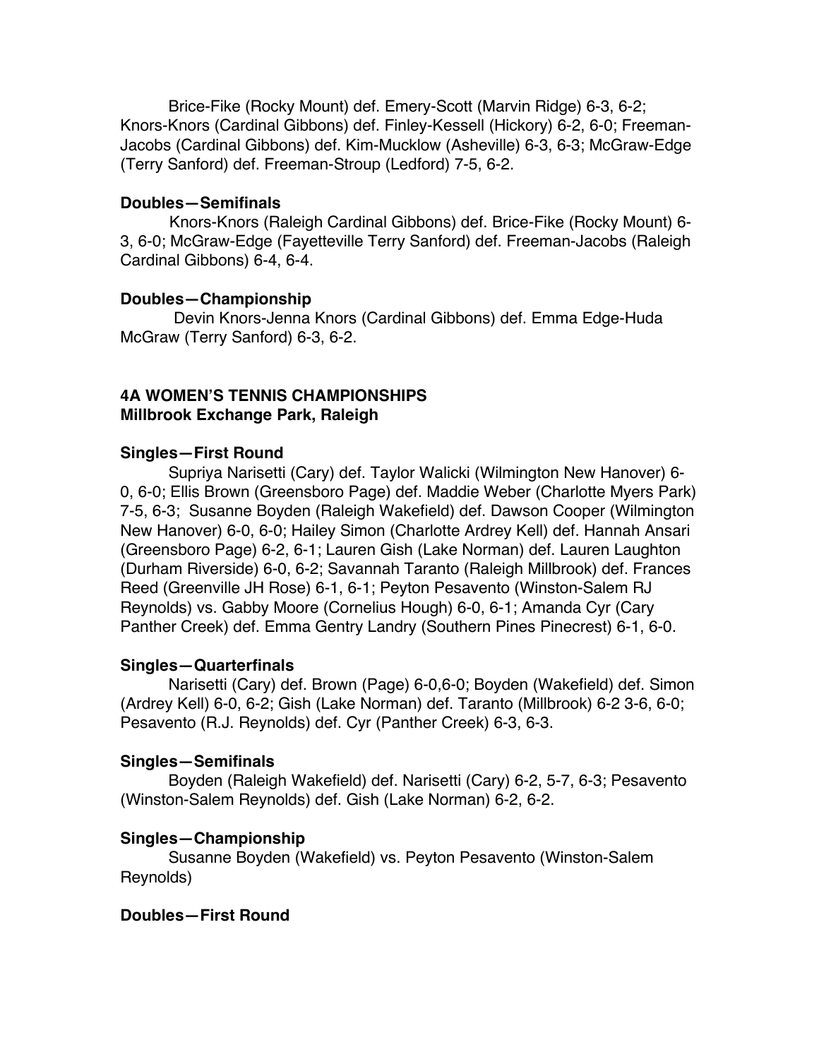Brice-Fike (Rocky Mount) def. Emery-Scott (Marvin Ridge) 6-3, 6-2; Knors-Knors (Cardinal Gibbons) def. Finley-Kessell (Hickory) 6-2, 6-0; Freeman-Jacobs (Cardinal Gibbons) def. Kim-Mucklow (Asheville) 6-3, 6-3; McGraw-Edge (Terry Sanford) def. Freeman-Stroup (Ledford) 7-5, 6-2.

**Doubles—Semifinals**

Knors-Knors (Raleigh Cardinal Gibbons) def. Brice-Fike (Rocky Mount) 6-3, 6-0; McGraw-Edge (Fayetteville Terry Sanford) def. Freeman-Jacobs (Raleigh Cardinal Gibbons) 6-4, 6-4.

**Doubles—Championship**

Devin Knors-Jenna Knors (Cardinal Gibbons) def. Emma Edge-Huda McGraw (Terry Sanford) 6-3, 6-2.

## 4A WOMEN'S TENNIS CHAMPIONSHIPS
**Millbrook Exchange Park, Raleigh**

**Singles—First Round**

Supriya Narisetti (Cary) def. Taylor Walicki (Wilmington New Hanover) 6-0, 6-0; Ellis Brown (Greensboro Page) def. Maddie Weber (Charlotte Myers Park) 7-5, 6-3; Susanne Boyden (Raleigh Wakefield) def. Dawson Cooper (Wilmington New Hanover) 6-0, 6-0; Hailey Simon (Charlotte Ardrey Kell) def. Hannah Ansari (Greensboro Page) 6-2, 6-1; Lauren Gish (Lake Norman) def. Lauren Laughton (Durham Riverside) 6-0, 6-2; Savannah Taranto (Raleigh Millbrook) def. Frances Reed (Greenville JH Rose) 6-1, 6-1; Peyton Pesavento (Winston-Salem RJ Reynolds) vs. Gabby Moore (Cornelius Hough) 6-0, 6-1; Amanda Cyr (Cary Panther Creek) def. Emma Gentry Landry (Southern Pines Pinecrest) 6-1, 6-0.

**Singles—Quarterfinals**

Narisetti (Cary) def. Brown (Page) 6-0,6-0; Boyden (Wakefield) def. Simon (Ardrey Kell) 6-0, 6-2; Gish (Lake Norman) def. Taranto (Millbrook) 6-2 3-6, 6-0; Pesavento (R.J. Reynolds) def. Cyr (Panther Creek) 6-3, 6-3.

**Singles—Semifinals**

Boyden (Raleigh Wakefield) def. Narisetti (Cary) 6-2, 5-7, 6-3; Pesavento (Winston-Salem Reynolds) def. Gish (Lake Norman) 6-2, 6-2.

**Singles—Championship**

Susanne Boyden (Wakefield) vs. Peyton Pesavento (Winston-Salem Reynolds)

**Doubles—First Round**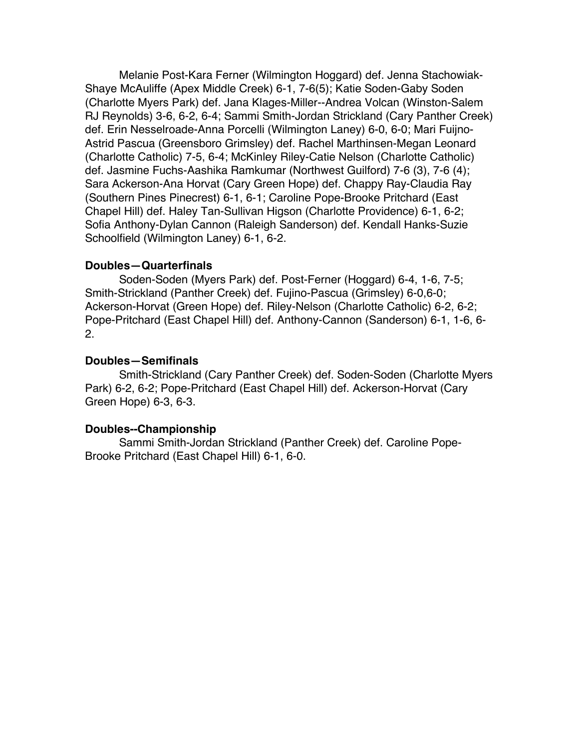Melanie Post-Kara Ferner (Wilmington Hoggard) def. Jenna Stachowiak-Shaye McAuliffe (Apex Middle Creek) 6-1, 7-6(5); Katie Soden-Gaby Soden (Charlotte Myers Park) def. Jana Klages-Miller--Andrea Volcan (Winston-Salem RJ Reynolds) 3-6, 6-2, 6-4; Sammi Smith-Jordan Strickland (Cary Panther Creek) def. Erin Nesselroade-Anna Porcelli (Wilmington Laney) 6-0, 6-0; Mari Fuijno-Astrid Pascua (Greensboro Grimsley) def. Rachel Marthinsen-Megan Leonard (Charlotte Catholic) 7-5, 6-4; McKinley Riley-Catie Nelson (Charlotte Catholic) def. Jasmine Fuchs-Aashika Ramkumar (Northwest Guilford) 7-6 (3), 7-6 (4); Sara Ackerson-Ana Horvat (Cary Green Hope) def. Chappy Ray-Claudia Ray (Southern Pines Pinecrest) 6-1, 6-1; Caroline Pope-Brooke Pritchard (East Chapel Hill) def. Haley Tan-Sullivan Higson (Charlotte Providence) 6-1, 6-2; Sofia Anthony-Dylan Cannon (Raleigh Sanderson) def. Kendall Hanks-Suzie Schoolfield (Wilmington Laney) 6-1, 6-2.

**Doubles—Quarterfinals**

Soden-Soden (Myers Park) def. Post-Ferner (Hoggard) 6-4, 1-6, 7-5; Smith-Strickland (Panther Creek) def. Fujino-Pascua (Grimsley) 6-0,6-0; Ackerson-Horvat (Green Hope) def. Riley-Nelson (Charlotte Catholic) 6-2, 6-2; Pope-Pritchard (East Chapel Hill) def. Anthony-Cannon (Sanderson) 6-1, 1-6, 6-2.

**Doubles—Semifinals**

Smith-Strickland (Cary Panther Creek) def. Soden-Soden (Charlotte Myers Park) 6-2, 6-2; Pope-Pritchard (East Chapel Hill) def. Ackerson-Horvat (Cary Green Hope) 6-3, 6-3.

**Doubles--Championship**

Sammi Smith-Jordan Strickland (Panther Creek) def. Caroline Pope-Brooke Pritchard (East Chapel Hill) 6-1, 6-0.